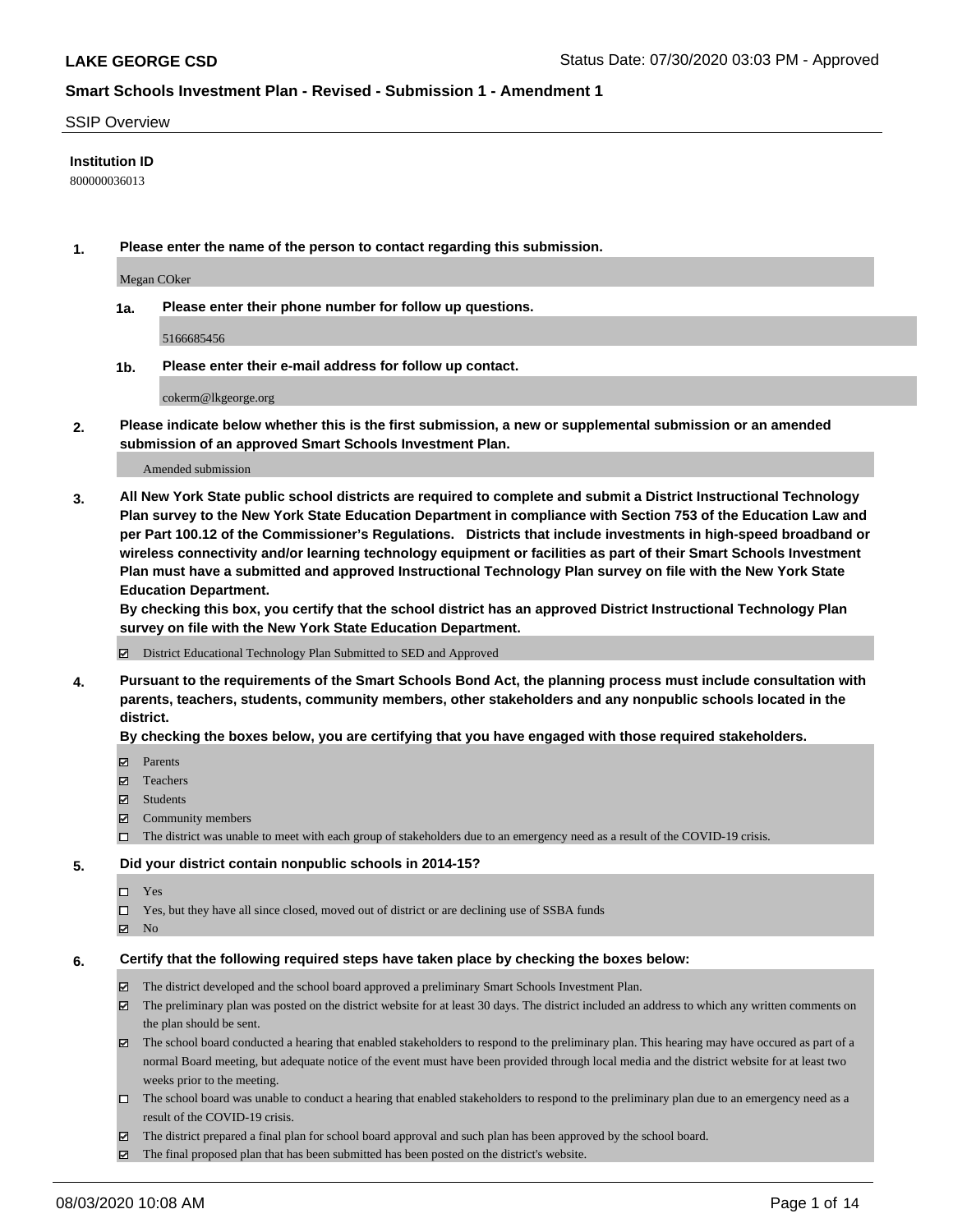**LAKE GEORGE CSD** Status Date: 07/30/2020 03:03 PM - Approved

## Smart Schools Investment Plan - Revised - Submission 1 - Amendment 1

SSIP Overview

**Institution ID**

800000036013

**1. Please enter the name of the person to contact regarding this submission.**

Megan COker

**1a. Please enter their phone number for follow up questions.**

5166685456

**1b. Please enter their e-mail address for follow up contact.**

cokerm@lkgeorge.org

**2. Please indicate below whether this is the first submission, a new or supplemental submission or an amended submission of an approved Smart Schools Investment Plan.**

Amended submission

**3. All New York State public school districts are required to complete and submit a District Instructional Technology Plan survey to the New York State Education Department in compliance with Section 753 of the Education Law and per Part 100.12 of the Commissioner's Regulations. Districts that include investments in high-speed broadband or wireless connectivity and/or learning technology equipment or facilities as part of their Smart Schools Investment Plan must have a submitted and approved Instructional Technology Plan survey on file with the New York State Education Department.**
**By checking this box, you certify that the school district has an approved District Instructional Technology Plan survey on file with the New York State Education Department.**

- [x] District Educational Technology Plan Submitted to SED and Approved

**4. Pursuant to the requirements of the Smart Schools Bond Act, the planning process must include consultation with parents, teachers, students, community members, other stakeholders and any nonpublic schools located in the district.**
**By checking the boxes below, you are certifying that you have engaged with those required stakeholders.**

- [x] Parents
- [x] Teachers
- [x] Students
- [x] Community members
- [ ] The district was unable to meet with each group of stakeholders due to an emergency need as a result of the COVID-19 crisis.

**5. Did your district contain nonpublic schools in 2014-15?**

- [ ] Yes
- [ ] Yes, but they have all since closed, moved out of district or are declining use of SSBA funds
- [x] No

**6. Certify that the following required steps have taken place by checking the boxes below:**

- [x] The district developed and the school board approved a preliminary Smart Schools Investment Plan.
- [x] The preliminary plan was posted on the district website for at least 30 days. The district included an address to which any written comments on the plan should be sent.
- [x] The school board conducted a hearing that enabled stakeholders to respond to the preliminary plan. This hearing may have occured as part of a normal Board meeting, but adequate notice of the event must have been provided through local media and the district website for at least two weeks prior to the meeting.
- [ ] The school board was unable to conduct a hearing that enabled stakeholders to respond to the preliminary plan due to an emergency need as a result of the COVID-19 crisis.
- [x] The district prepared a final plan for school board approval and such plan has been approved by the school board.
- [x] The final proposed plan that has been submitted has been posted on the district's website.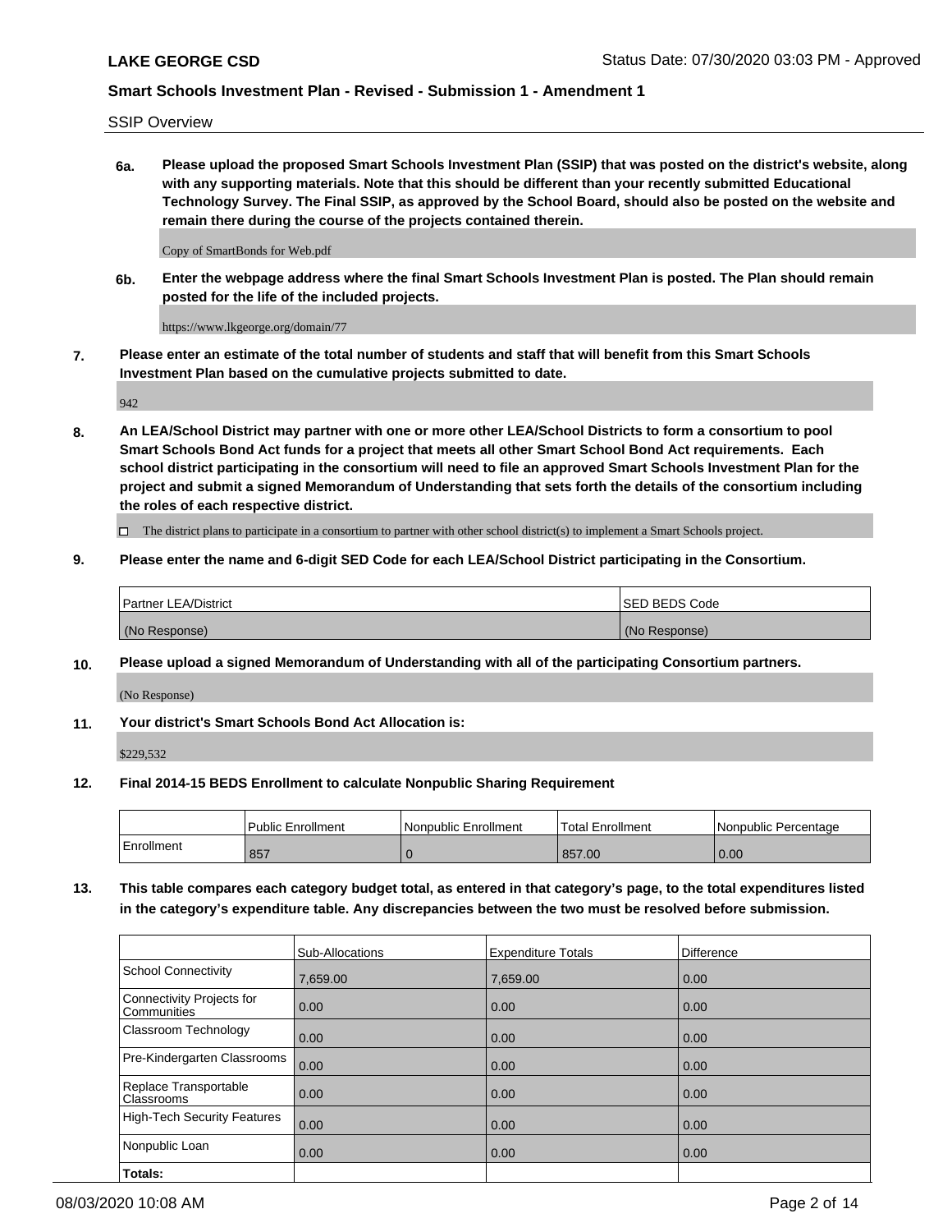SSIP Overview

**6a. Please upload the proposed Smart Schools Investment Plan (SSIP) that was posted on the district's website, along with any supporting materials. Note that this should be different than your recently submitted Educational Technology Survey. The Final SSIP, as approved by the School Board, should also be posted on the website and remain there during the course of the projects contained therein.**

Copy of SmartBonds for Web.pdf

**6b. Enter the webpage address where the final Smart Schools Investment Plan is posted. The Plan should remain posted for the life of the included projects.**

https://www.lkgeorge.org/domain/77

**7. Please enter an estimate of the total number of students and staff that will benefit from this Smart Schools Investment Plan based on the cumulative projects submitted to date.**

942

**8. An LEA/School District may partner with one or more other LEA/School Districts to form a consortium to pool Smart Schools Bond Act funds for a project that meets all other Smart School Bond Act requirements. Each school district participating in the consortium will need to file an approved Smart Schools Investment Plan for the project and submit a signed Memorandum of Understanding that sets forth the details of the consortium including the roles of each respective district.**

☐ The district plans to participate in a consortium to partner with other school district(s) to implement a Smart Schools project.

**9. Please enter the name and 6-digit SED Code for each LEA/School District participating in the Consortium.**

| Partner LEA/District | SED BEDS Code |
|---|---|
| (No Response) | (No Response) |

**10. Please upload a signed Memorandum of Understanding with all of the participating Consortium partners.**

(No Response)

**11. Your district's Smart Schools Bond Act Allocation is:**

$229,532

**12. Final 2014-15 BEDS Enrollment to calculate Nonpublic Sharing Requirement**

| | Public Enrollment | Nonpublic Enrollment | Total Enrollment | Nonpublic Percentage |
|---|---|---|---|---|
| Enrollment | 857 | 0 | 857.00 | 0.00 |

**13. This table compares each category budget total, as entered in that category's page, to the total expenditures listed in the category's expenditure table. Any discrepancies between the two must be resolved before submission.**

| | Sub-Allocations | Expenditure Totals | Difference |
|---|---|---|---|
| School Connectivity | 7,659.00 | 7,659.00 | 0.00 |
| Connectivity Projects for Communities | 0.00 | 0.00 | 0.00 |
| Classroom Technology | 0.00 | 0.00 | 0.00 |
| Pre-Kindergarten Classrooms | 0.00 | 0.00 | 0.00 |
| Replace Transportable Classrooms | 0.00 | 0.00 | 0.00 |
| High-Tech Security Features | 0.00 | 0.00 | 0.00 |
| Nonpublic Loan | 0.00 | 0.00 | 0.00 |
| **Totals:** | | | |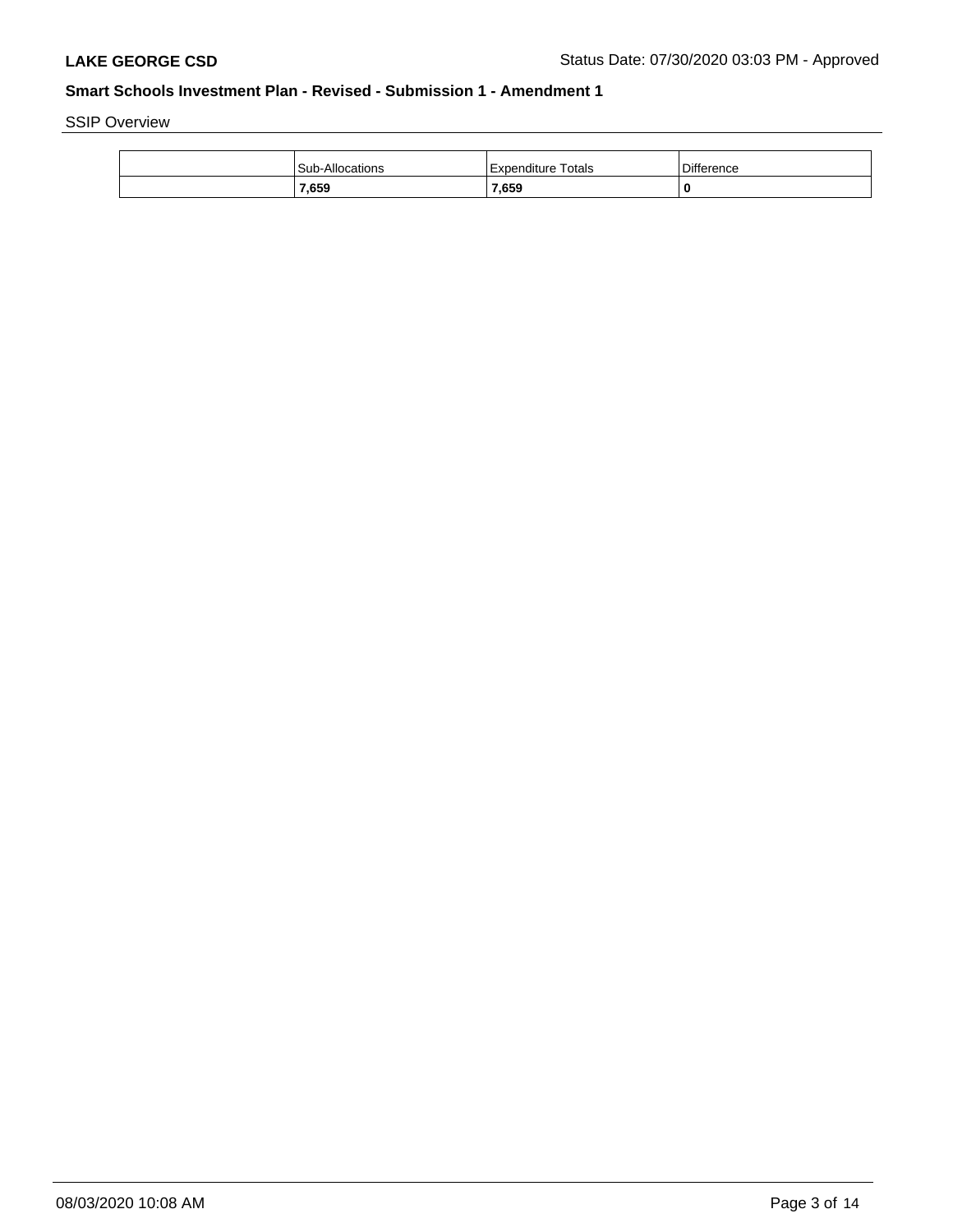SSIP Overview

| | Sub-Allocations | Expenditure Totals | Difference |
|---|---|---|---|
| | **7,659** | **7,659** | **0** |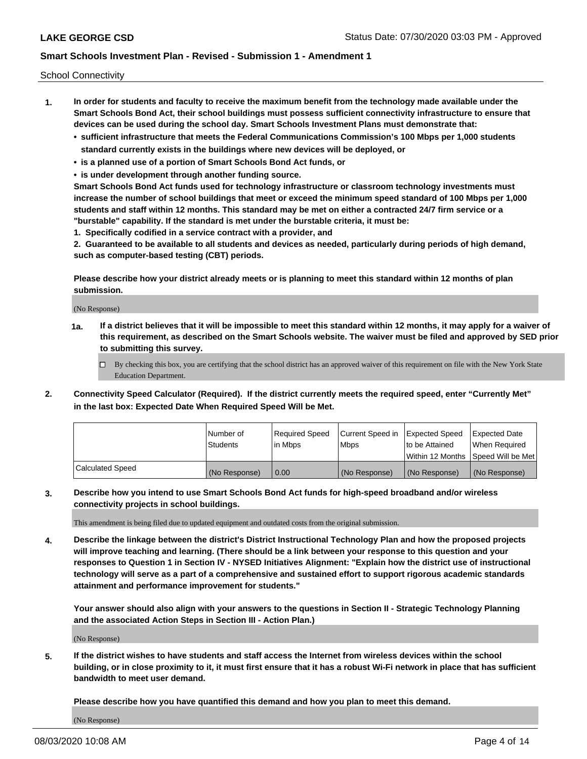School Connectivity

1. **In order for students and faculty to receive the maximum benefit from the technology made available under the Smart Schools Bond Act, their school buildings must possess sufficient connectivity infrastructure to ensure that devices can be used during the school day. Smart Schools Investment Plans must demonstrate that:**
   - **sufficient infrastructure that meets the Federal Communications Commission's 100 Mbps per 1,000 students standard currently exists in the buildings where new devices will be deployed, or**
   - **is a planned use of a portion of Smart Schools Bond Act funds, or**
   - **is under development through another funding source.**

   **Smart Schools Bond Act funds used for technology infrastructure or classroom technology investments must increase the number of school buildings that meet or exceed the minimum speed standard of 100 Mbps per 1,000 students and staff within 12 months. This standard may be met on either a contracted 24/7 firm service or a "burstable" capability. If the standard is met under the burstable criteria, it must be:**

   **1. Specifically codified in a service contract with a provider, and**

   **2. Guaranteed to be available to all students and devices as needed, particularly during periods of high demand, such as computer-based testing (CBT) periods.**

   **Please describe how your district already meets or is planning to meet this standard within 12 months of plan submission.**

   (No Response)

   **1a. If a district believes that it will be impossible to meet this standard within 12 months, it may apply for a waiver of this requirement, as described on the Smart Schools website. The waiver must be filed and approved by SED prior to submitting this survey.**

   ☐ By checking this box, you are certifying that the school district has an approved waiver of this requirement on file with the New York State Education Department.

2. **Connectivity Speed Calculator (Required). If the district currently meets the required speed, enter "Currently Met" in the last box: Expected Date When Required Speed Will be Met.**

| | Number of Students | Required Speed in Mbps | Current Speed in Mbps | Expected Speed to be Attained Within 12 Months | Expected Date When Required Speed Will be Met |
|---|---|---|---|---|---|
| Calculated Speed | (No Response) | 0.00 | (No Response) | (No Response) | (No Response) |

3. **Describe how you intend to use Smart Schools Bond Act funds for high-speed broadband and/or wireless connectivity projects in school buildings.**

   This amendment is being filed due to updated equipment and outdated costs from the original submission.

4. **Describe the linkage between the district's District Instructional Technology Plan and how the proposed projects will improve teaching and learning. (There should be a link between your response to this question and your responses to Question 1 in Section IV - NYSED Initiatives Alignment: "Explain how the district use of instructional technology will serve as a part of a comprehensive and sustained effort to support rigorous academic standards attainment and performance improvement for students."**

   **Your answer should also align with your answers to the questions in Section II - Strategic Technology Planning and the associated Action Steps in Section III - Action Plan.)**

   (No Response)

5. **If the district wishes to have students and staff access the Internet from wireless devices within the school building, or in close proximity to it, it must first ensure that it has a robust Wi-Fi network in place that has sufficient bandwidth to meet user demand.**

   **Please describe how you have quantified this demand and how you plan to meet this demand.**

   (No Response)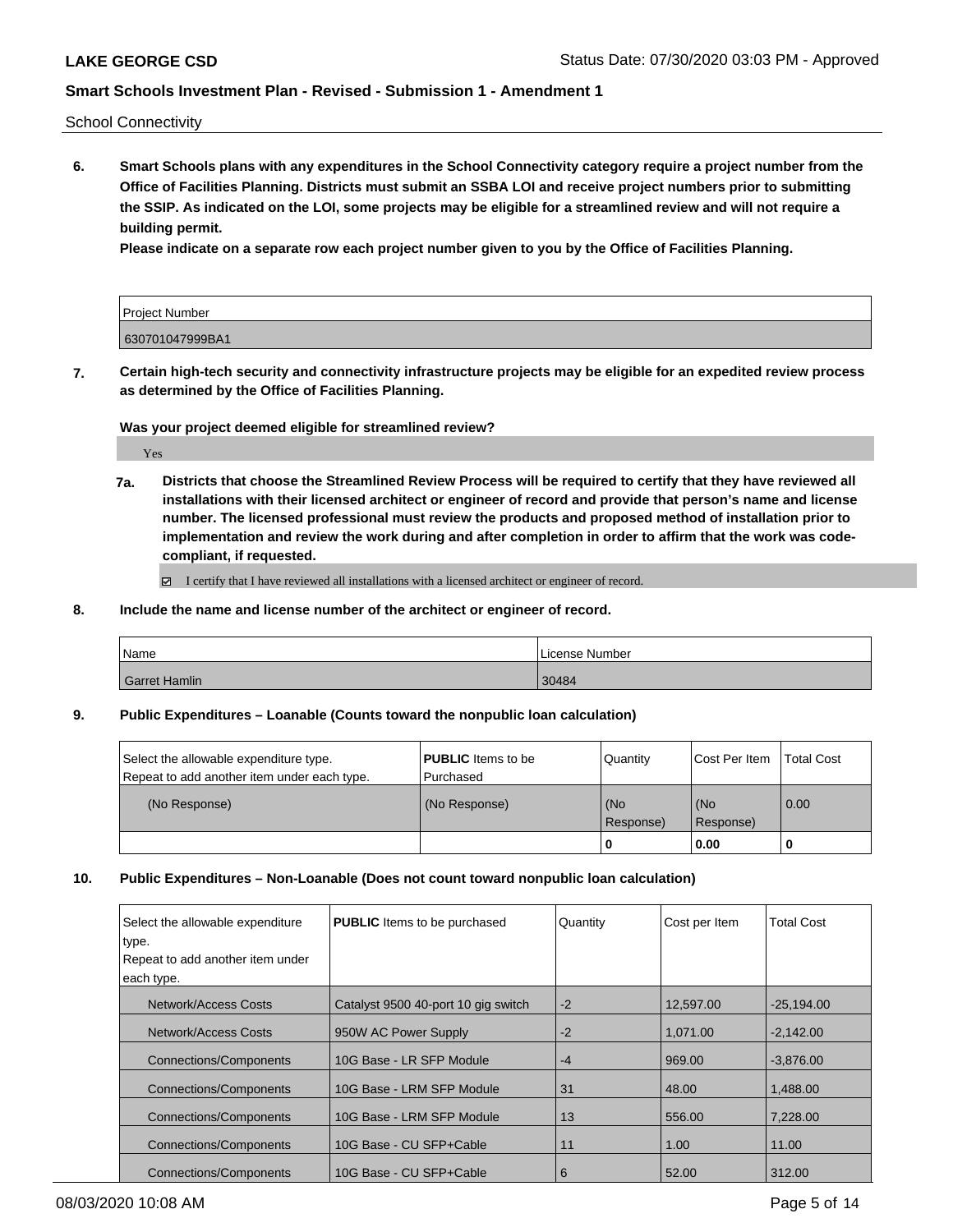School Connectivity

**6. Smart Schools plans with any expenditures in the School Connectivity category require a project number from the Office of Facilities Planning. Districts must submit an SSBA LOI and receive project numbers prior to submitting the SSIP. As indicated on the LOI, some projects may be eligible for a streamlined review and will not require a building permit.**

**Please indicate on a separate row each project number given to you by the Office of Facilities Planning.**

| Project Number |
|---|
| 630701047999BA1 |

**7. Certain high-tech security and connectivity infrastructure projects may be eligible for an expedited review process as determined by the Office of Facilities Planning.**

**Was your project deemed eligible for streamlined review?**

Yes

**7a. Districts that choose the Streamlined Review Process will be required to certify that they have reviewed all installations with their licensed architect or engineer of record and provide that person's name and license number. The licensed professional must review the products and proposed method of installation prior to implementation and review the work during and after completion in order to affirm that the work was code-compliant, if requested.**

☑ I certify that I have reviewed all installations with a licensed architect or engineer of record.

**8. Include the name and license number of the architect or engineer of record.**

| Name | License Number |
|---|---|
| Garret Hamlin | 30484 |

**9. Public Expenditures – Loanable (Counts toward the nonpublic loan calculation)**

| Select the allowable expenditure type. Repeat to add another item under each type. | **PUBLIC** Items to be Purchased | Quantity | Cost Per Item | Total Cost |
|---|---|---|---|---|
| (No Response) | (No Response) | (No Response) | (No Response) | 0.00 |
| | | 0 | 0.00 | 0 |

**10. Public Expenditures – Non-Loanable (Does not count toward nonpublic loan calculation)**

| Select the allowable expenditure type. Repeat to add another item under each type. | **PUBLIC** Items to be purchased | Quantity | Cost per Item | Total Cost |
|---|---|---|---|---|
| Network/Access Costs | Catalyst 9500 40-port 10 gig switch | -2 | 12,597.00 | -25,194.00 |
| Network/Access Costs | 950W AC Power Supply | -2 | 1,071.00 | -2,142.00 |
| Connections/Components | 10G Base - LR SFP Module | -4 | 969.00 | -3,876.00 |
| Connections/Components | 10G Base - LRM SFP Module | 31 | 48.00 | 1,488.00 |
| Connections/Components | 10G Base - LRM SFP Module | 13 | 556.00 | 7,228.00 |
| Connections/Components | 10G Base - CU SFP+Cable | 11 | 1.00 | 11.00 |
| Connections/Components | 10G Base - CU SFP+Cable | 6 | 52.00 | 312.00 |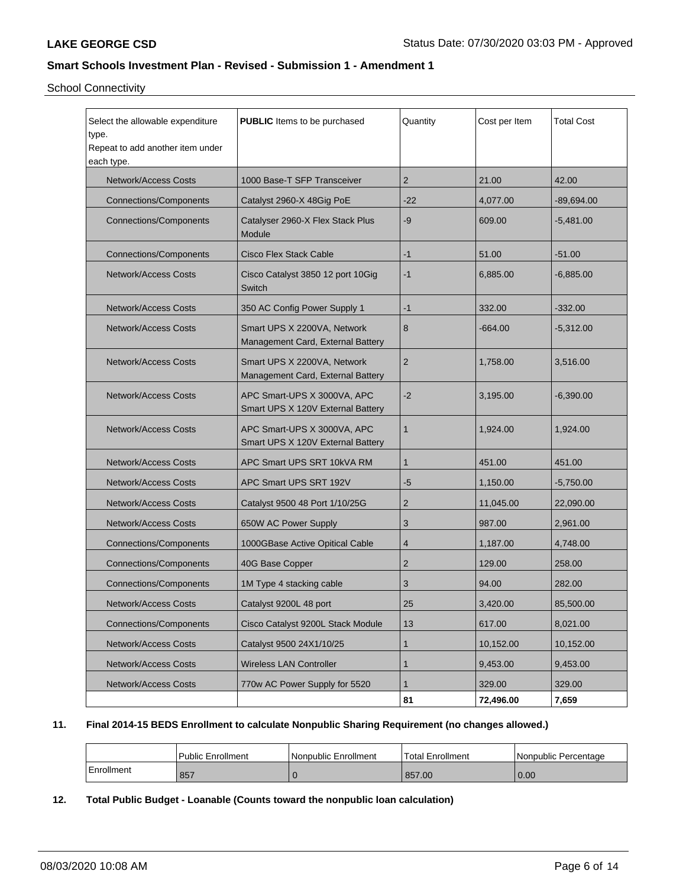School Connectivity

| Select the allowable expenditure type.<br>Repeat to add another item under each type. | **PUBLIC** Items to be purchased | Quantity | Cost per Item | Total Cost |
|---|---|---|---|---|
| Network/Access Costs | 1000 Base-T SFP Transceiver | 2 | 21.00 | 42.00 |
| Connections/Components | Catalyst 2960-X 48Gig PoE | -22 | 4,077.00 | -89,694.00 |
| Connections/Components | Catalyser 2960-X Flex Stack Plus Module | -9 | 609.00 | -5,481.00 |
| Connections/Components | Cisco Flex Stack Cable | -1 | 51.00 | -51.00 |
| Network/Access Costs | Cisco Catalyst 3850 12 port 10Gig Switch | -1 | 6,885.00 | -6,885.00 |
| Network/Access Costs | 350 AC Config Power Supply 1 | -1 | 332.00 | -332.00 |
| Network/Access Costs | Smart UPS X 2200VA, Network Management Card, External Battery | 8 | -664.00 | -5,312.00 |
| Network/Access Costs | Smart UPS X 2200VA, Network Management Card, External Battery | 2 | 1,758.00 | 3,516.00 |
| Network/Access Costs | APC Smart-UPS X 3000VA, APC Smart UPS X 120V External Battery | -2 | 3,195.00 | -6,390.00 |
| Network/Access Costs | APC Smart-UPS X 3000VA, APC Smart UPS X 120V External Battery | 1 | 1,924.00 | 1,924.00 |
| Network/Access Costs | APC Smart UPS SRT 10kVA RM | 1 | 451.00 | 451.00 |
| Network/Access Costs | APC Smart UPS SRT 192V | -5 | 1,150.00 | -5,750.00 |
| Network/Access Costs | Catalyst 9500 48 Port 1/10/25G | 2 | 11,045.00 | 22,090.00 |
| Network/Access Costs | 650W AC Power Supply | 3 | 987.00 | 2,961.00 |
| Connections/Components | 1000GBase Active Opitical Cable | 4 | 1,187.00 | 4,748.00 |
| Connections/Components | 40G Base Copper | 2 | 129.00 | 258.00 |
| Connections/Components | 1M Type 4 stacking cable | 3 | 94.00 | 282.00 |
| Network/Access Costs | Catalyst 9200L 48 port | 25 | 3,420.00 | 85,500.00 |
| Connections/Components | Cisco Catalyst 9200L Stack Module | 13 | 617.00 | 8,021.00 |
| Network/Access Costs | Catalyst 9500 24X1/10/25 | 1 | 10,152.00 | 10,152.00 |
| Network/Access Costs | Wireless LAN Controller | 1 | 9,453.00 | 9,453.00 |
| Network/Access Costs | 770w AC Power Supply for 5520 | 1 | 329.00 | 329.00 |
| | | **81** | **72,496.00** | **7,659** |

**11. Final 2014-15 BEDS Enrollment to calculate Nonpublic Sharing Requirement (no changes allowed.)**

| | Public Enrollment | Nonpublic Enrollment | Total Enrollment | Nonpublic Percentage |
|---|---|---|---|---|
| Enrollment | 857 | 0 | 857.00 | 0.00 |

**12. Total Public Budget - Loanable (Counts toward the nonpublic loan calculation)**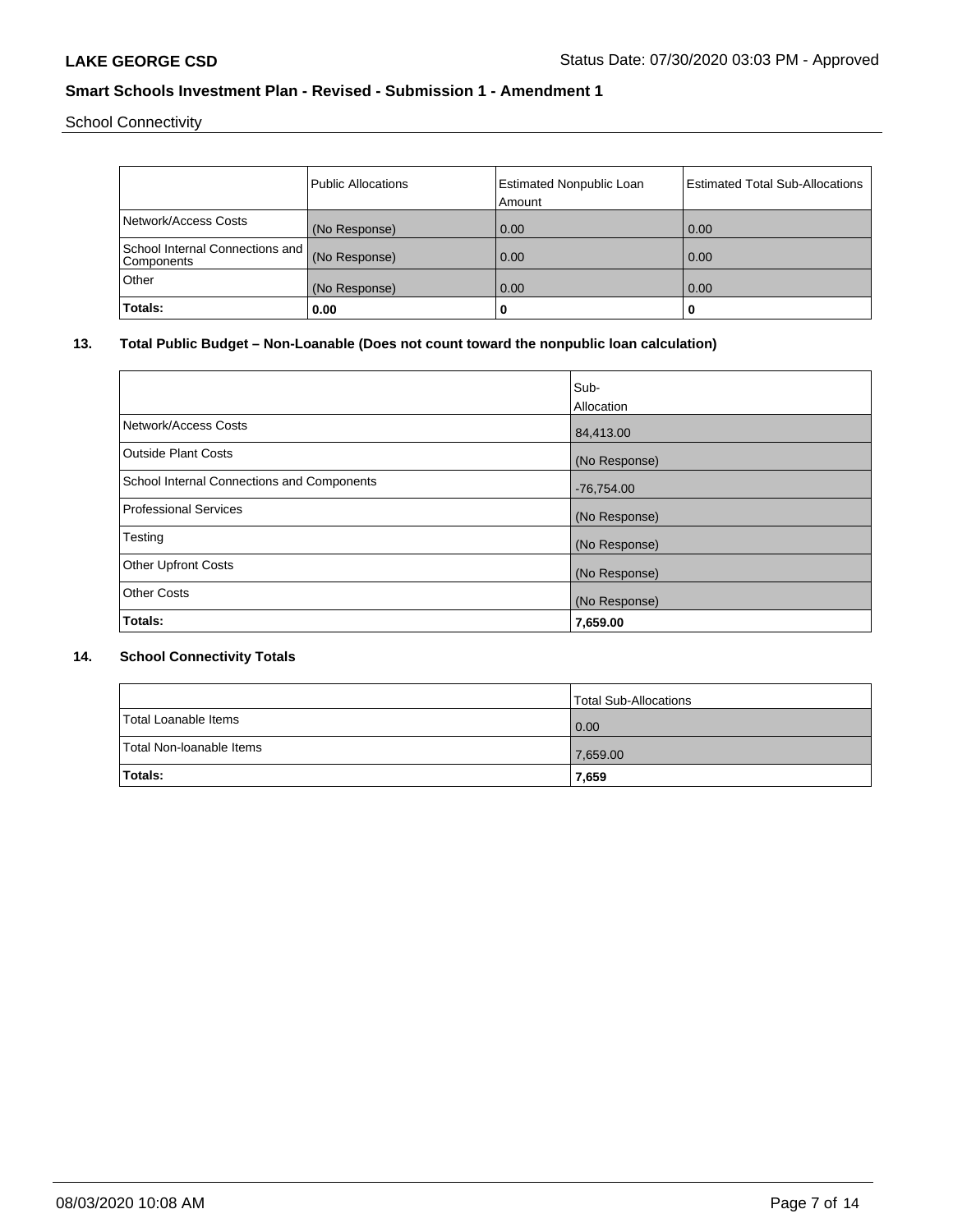School Connectivity

| | Public Allocations | Estimated Nonpublic Loan Amount | Estimated Total Sub-Allocations |
|---|---|---|---|
| Network/Access Costs | (No Response) | 0.00 | 0.00 |
| School Internal Connections and Components | (No Response) | 0.00 | 0.00 |
| Other | (No Response) | 0.00 | 0.00 |
| **Totals:** | **0.00** | **0** | **0** |

## 13. Total Public Budget – Non-Loanable (Does not count toward the nonpublic loan calculation)

| | Sub-Allocation |
|---|---|
| Network/Access Costs | 84,413.00 |
| Outside Plant Costs | (No Response) |
| School Internal Connections and Components | -76,754.00 |
| Professional Services | (No Response) |
| Testing | (No Response) |
| Other Upfront Costs | (No Response) |
| Other Costs | (No Response) |
| **Totals:** | **7,659.00** |

## 14. School Connectivity Totals

| | Total Sub-Allocations |
|---|---|
| Total Loanable Items | 0.00 |
| Total Non-loanable Items | 7,659.00 |
| **Totals:** | **7,659** |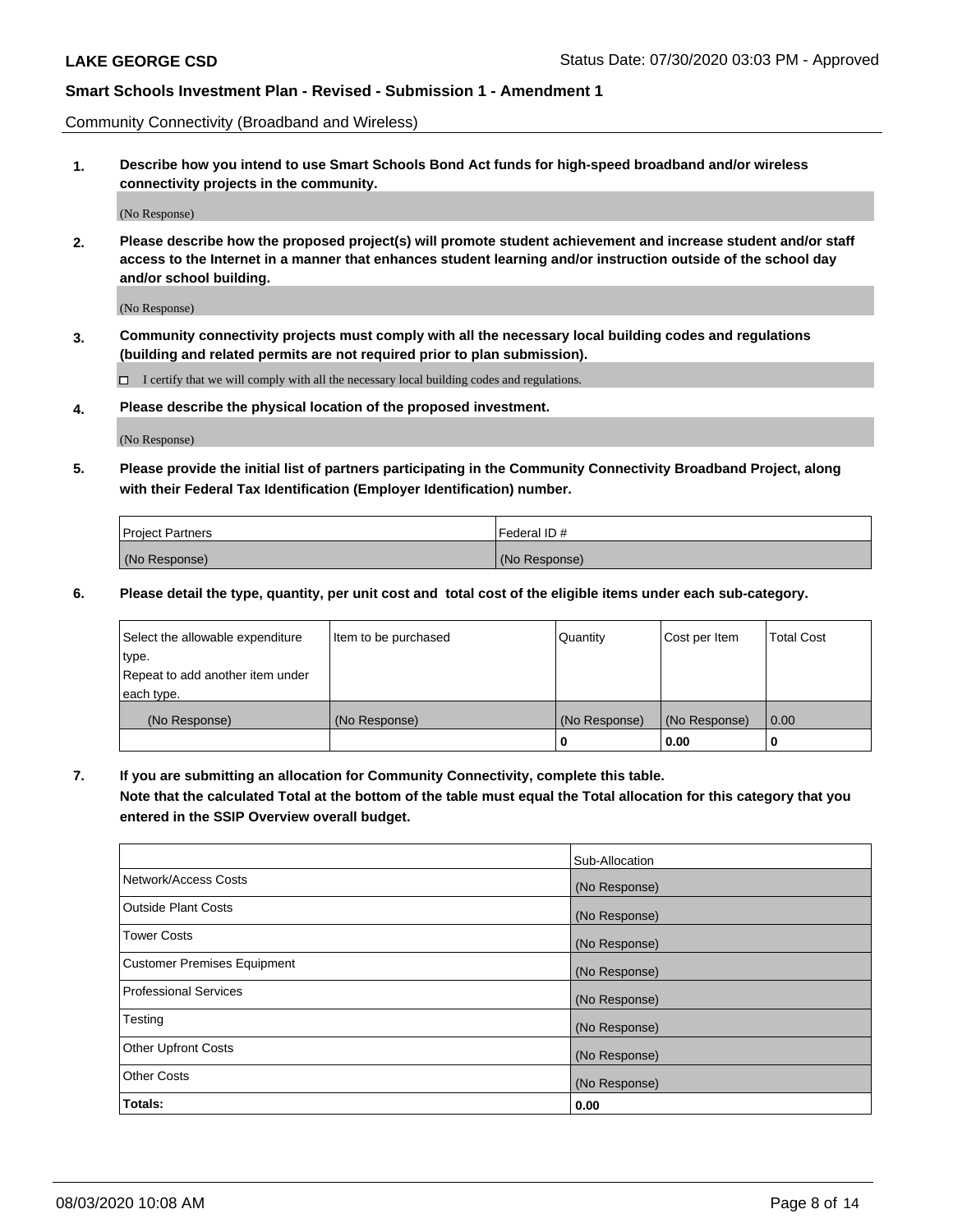Community Connectivity (Broadband and Wireless)

**1. Describe how you intend to use Smart Schools Bond Act funds for high-speed broadband and/or wireless connectivity projects in the community.**

(No Response)

**2. Please describe how the proposed project(s) will promote student achievement and increase student and/or staff access to the Internet in a manner that enhances student learning and/or instruction outside of the school day and/or school building.**

(No Response)

**3. Community connectivity projects must comply with all the necessary local building codes and regulations (building and related permits are not required prior to plan submission).**

☐ I certify that we will comply with all the necessary local building codes and regulations.

**4. Please describe the physical location of the proposed investment.**

(No Response)

**5. Please provide the initial list of partners participating in the Community Connectivity Broadband Project, along with their Federal Tax Identification (Employer Identification) number.**

| Project Partners | Federal ID # |
|---|---|
| (No Response) | (No Response) |

**6. Please detail the type, quantity, per unit cost and total cost of the eligible items under each sub-category.**

| Select the allowable expenditure type. Repeat to add another item under each type. | Item to be purchased | Quantity | Cost per Item | Total Cost |
|---|---|---|---|---|
| (No Response) | (No Response) | (No Response) | (No Response) | 0.00 |
| | | 0 | 0.00 | 0 |

**7. If you are submitting an allocation for Community Connectivity, complete this table. Note that the calculated Total at the bottom of the table must equal the Total allocation for this category that you entered in the SSIP Overview overall budget.**

| | Sub-Allocation |
|---|---|
| Network/Access Costs | (No Response) |
| Outside Plant Costs | (No Response) |
| Tower Costs | (No Response) |
| Customer Premises Equipment | (No Response) |
| Professional Services | (No Response) |
| Testing | (No Response) |
| Other Upfront Costs | (No Response) |
| Other Costs | (No Response) |
| **Totals:** | **0.00** |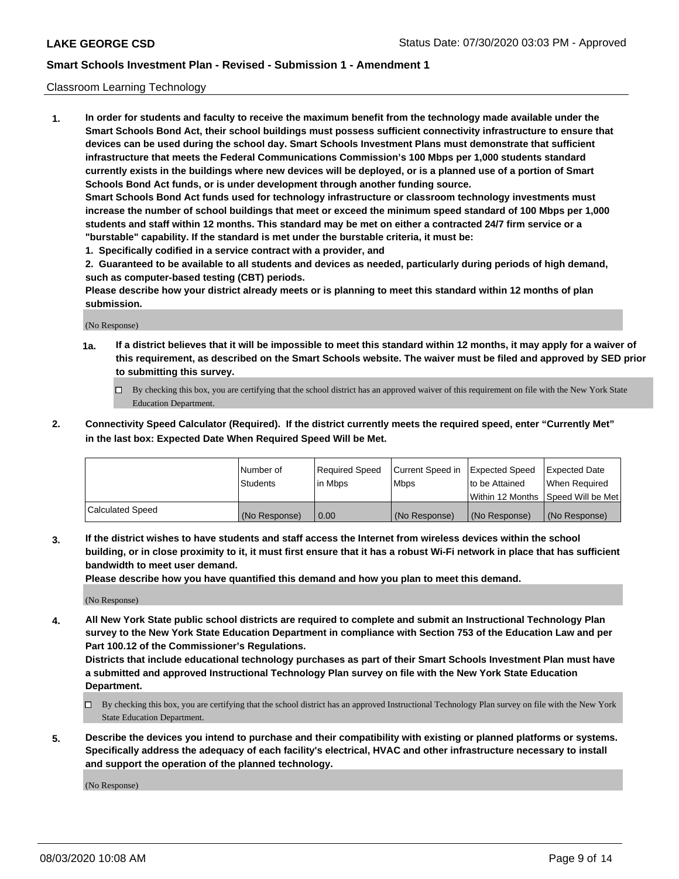Classroom Learning Technology

**1. In order for students and faculty to receive the maximum benefit from the technology made available under the Smart Schools Bond Act, their school buildings must possess sufficient connectivity infrastructure to ensure that devices can be used during the school day. Smart Schools Investment Plans must demonstrate that sufficient infrastructure that meets the Federal Communications Commission's 100 Mbps per 1,000 students standard currently exists in the buildings where new devices will be deployed, or is a planned use of a portion of Smart Schools Bond Act funds, or is under development through another funding source.**

**Smart Schools Bond Act funds used for technology infrastructure or classroom technology investments must increase the number of school buildings that meet or exceed the minimum speed standard of 100 Mbps per 1,000 students and staff within 12 months. This standard may be met on either a contracted 24/7 firm service or a "burstable" capability. If the standard is met under the burstable criteria, it must be:**

**1. Specifically codified in a service contract with a provider, and**

**2. Guaranteed to be available to all students and devices as needed, particularly during periods of high demand, such as computer-based testing (CBT) periods.**

**Please describe how your district already meets or is planning to meet this standard within 12 months of plan submission.**

(No Response)

**1a. If a district believes that it will be impossible to meet this standard within 12 months, it may apply for a waiver of this requirement, as described on the Smart Schools website. The waiver must be filed and approved by SED prior to submitting this survey.**

☐ By checking this box, you are certifying that the school district has an approved waiver of this requirement on file with the New York State Education Department.

**2. Connectivity Speed Calculator (Required). If the district currently meets the required speed, enter "Currently Met" in the last box: Expected Date When Required Speed Will be Met.**

| | Number of Students | Required Speed in Mbps | Current Speed in Mbps | Expected Speed to be Attained Within 12 Months | Expected Date When Required Speed Will be Met |
|---|---|---|---|---|---|
| Calculated Speed | (No Response) | 0.00 | (No Response) | (No Response) | (No Response) |

**3. If the district wishes to have students and staff access the Internet from wireless devices within the school building, or in close proximity to it, it must first ensure that it has a robust Wi-Fi network in place that has sufficient bandwidth to meet user demand.**

**Please describe how you have quantified this demand and how you plan to meet this demand.**

(No Response)

**4. All New York State public school districts are required to complete and submit an Instructional Technology Plan survey to the New York State Education Department in compliance with Section 753 of the Education Law and per Part 100.12 of the Commissioner's Regulations.**

**Districts that include educational technology purchases as part of their Smart Schools Investment Plan must have a submitted and approved Instructional Technology Plan survey on file with the New York State Education Department.**

☐ By checking this box, you are certifying that the school district has an approved Instructional Technology Plan survey on file with the New York State Education Department.

**5. Describe the devices you intend to purchase and their compatibility with existing or planned platforms or systems. Specifically address the adequacy of each facility's electrical, HVAC and other infrastructure necessary to install and support the operation of the planned technology.**

(No Response)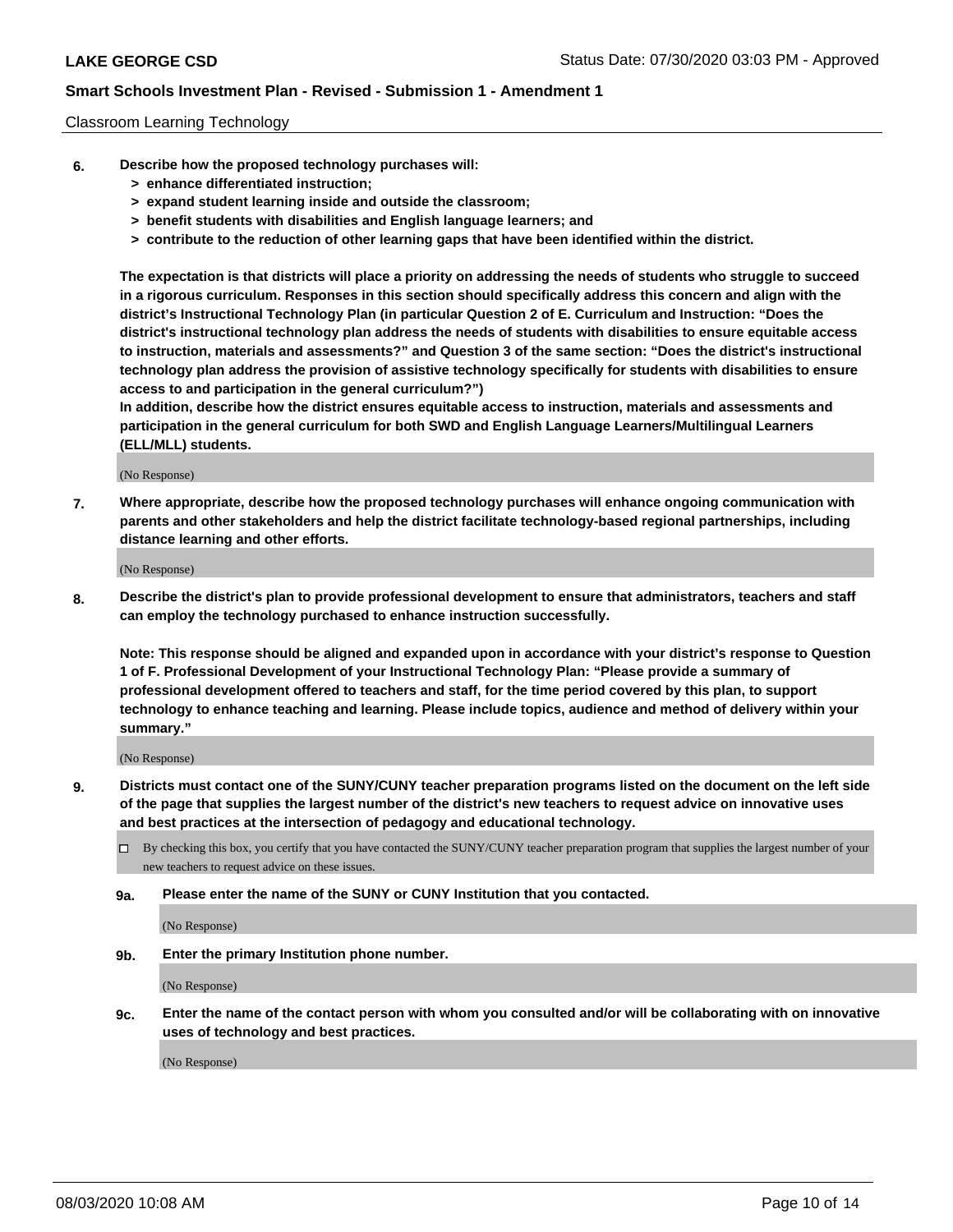Classroom Learning Technology

**6. Describe how the proposed technology purchases will:**

- **> enhance differentiated instruction;**
- **> expand student learning inside and outside the classroom;**
- **> benefit students with disabilities and English language learners; and**
- **> contribute to the reduction of other learning gaps that have been identified within the district.**

**The expectation is that districts will place a priority on addressing the needs of students who struggle to succeed in a rigorous curriculum. Responses in this section should specifically address this concern and align with the district's Instructional Technology Plan (in particular Question 2 of E. Curriculum and Instruction: "Does the district's instructional technology plan address the needs of students with disabilities to ensure equitable access to instruction, materials and assessments?" and Question 3 of the same section: "Does the district's instructional technology plan address the provision of assistive technology specifically for students with disabilities to ensure access to and participation in the general curriculum?")**

**In addition, describe how the district ensures equitable access to instruction, materials and assessments and participation in the general curriculum for both SWD and English Language Learners/Multilingual Learners (ELL/MLL) students.**

(No Response)

**7. Where appropriate, describe how the proposed technology purchases will enhance ongoing communication with parents and other stakeholders and help the district facilitate technology-based regional partnerships, including distance learning and other efforts.**

(No Response)

**8. Describe the district's plan to provide professional development to ensure that administrators, teachers and staff can employ the technology purchased to enhance instruction successfully.**

**Note: This response should be aligned and expanded upon in accordance with your district's response to Question 1 of F. Professional Development of your Instructional Technology Plan: "Please provide a summary of professional development offered to teachers and staff, for the time period covered by this plan, to support technology to enhance teaching and learning. Please include topics, audience and method of delivery within your summary."**

(No Response)

**9. Districts must contact one of the SUNY/CUNY teacher preparation programs listed on the document on the left side of the page that supplies the largest number of the district's new teachers to request advice on innovative uses and best practices at the intersection of pedagogy and educational technology.**

☐ By checking this box, you certify that you have contacted the SUNY/CUNY teacher preparation program that supplies the largest number of your new teachers to request advice on these issues.

**9a. Please enter the name of the SUNY or CUNY Institution that you contacted.**

(No Response)

**9b. Enter the primary Institution phone number.**

(No Response)

**9c. Enter the name of the contact person with whom you consulted and/or will be collaborating with on innovative uses of technology and best practices.**

(No Response)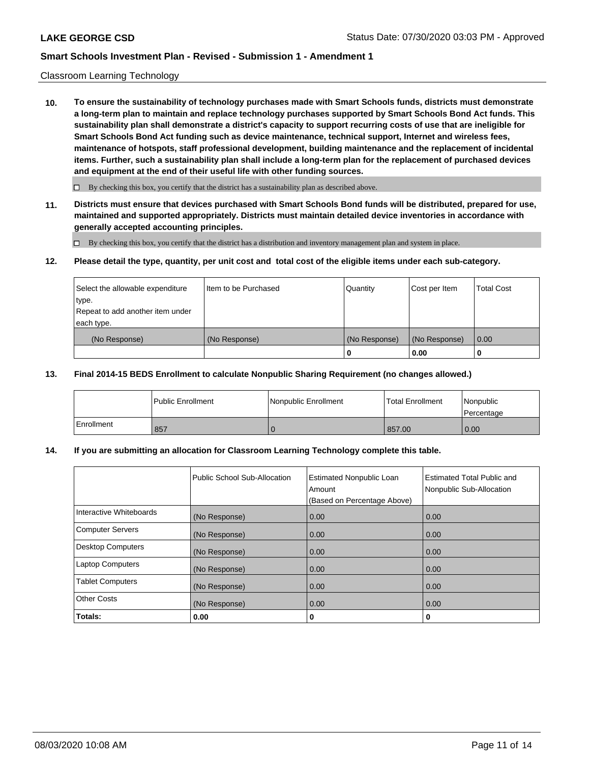Classroom Learning Technology

**10. To ensure the sustainability of technology purchases made with Smart Schools funds, districts must demonstrate a long-term plan to maintain and replace technology purchases supported by Smart Schools Bond Act funds. This sustainability plan shall demonstrate a district's capacity to support recurring costs of use that are ineligible for Smart Schools Bond Act funding such as device maintenance, technical support, Internet and wireless fees, maintenance of hotspots, staff professional development, building maintenance and the replacement of incidental items. Further, such a sustainability plan shall include a long-term plan for the replacement of purchased devices and equipment at the end of their useful life with other funding sources.**

☐ By checking this box, you certify that the district has a sustainability plan as described above.

**11. Districts must ensure that devices purchased with Smart Schools Bond funds will be distributed, prepared for use, maintained and supported appropriately. Districts must maintain detailed device inventories in accordance with generally accepted accounting principles.**

☐ By checking this box, you certify that the district has a distribution and inventory management plan and system in place.

**12. Please detail the type, quantity, per unit cost and total cost of the eligible items under each sub-category.**

| Select the allowable expenditure type. Repeat to add another item under each type. | Item to be Purchased | Quantity | Cost per Item | Total Cost |
|---|---|---|---|---|
| (No Response) | (No Response) | (No Response) | (No Response) | 0.00 |
| | | **0** | **0.00** | **0** |

**13. Final 2014-15 BEDS Enrollment to calculate Nonpublic Sharing Requirement (no changes allowed.)**

| | Public Enrollment | Nonpublic Enrollment | Total Enrollment | Nonpublic Percentage |
|---|---|---|---|---|
| Enrollment | 857 | 0 | 857.00 | 0.00 |

**14. If you are submitting an allocation for Classroom Learning Technology complete this table.**

| | Public School Sub-Allocation | Estimated Nonpublic Loan Amount (Based on Percentage Above) | Estimated Total Public and Nonpublic Sub-Allocation |
|---|---|---|---|
| Interactive Whiteboards | (No Response) | 0.00 | 0.00 |
| Computer Servers | (No Response) | 0.00 | 0.00 |
| Desktop Computers | (No Response) | 0.00 | 0.00 |
| Laptop Computers | (No Response) | 0.00 | 0.00 |
| Tablet Computers | (No Response) | 0.00 | 0.00 |
| Other Costs | (No Response) | 0.00 | 0.00 |
| **Totals:** | **0.00** | **0** | **0** |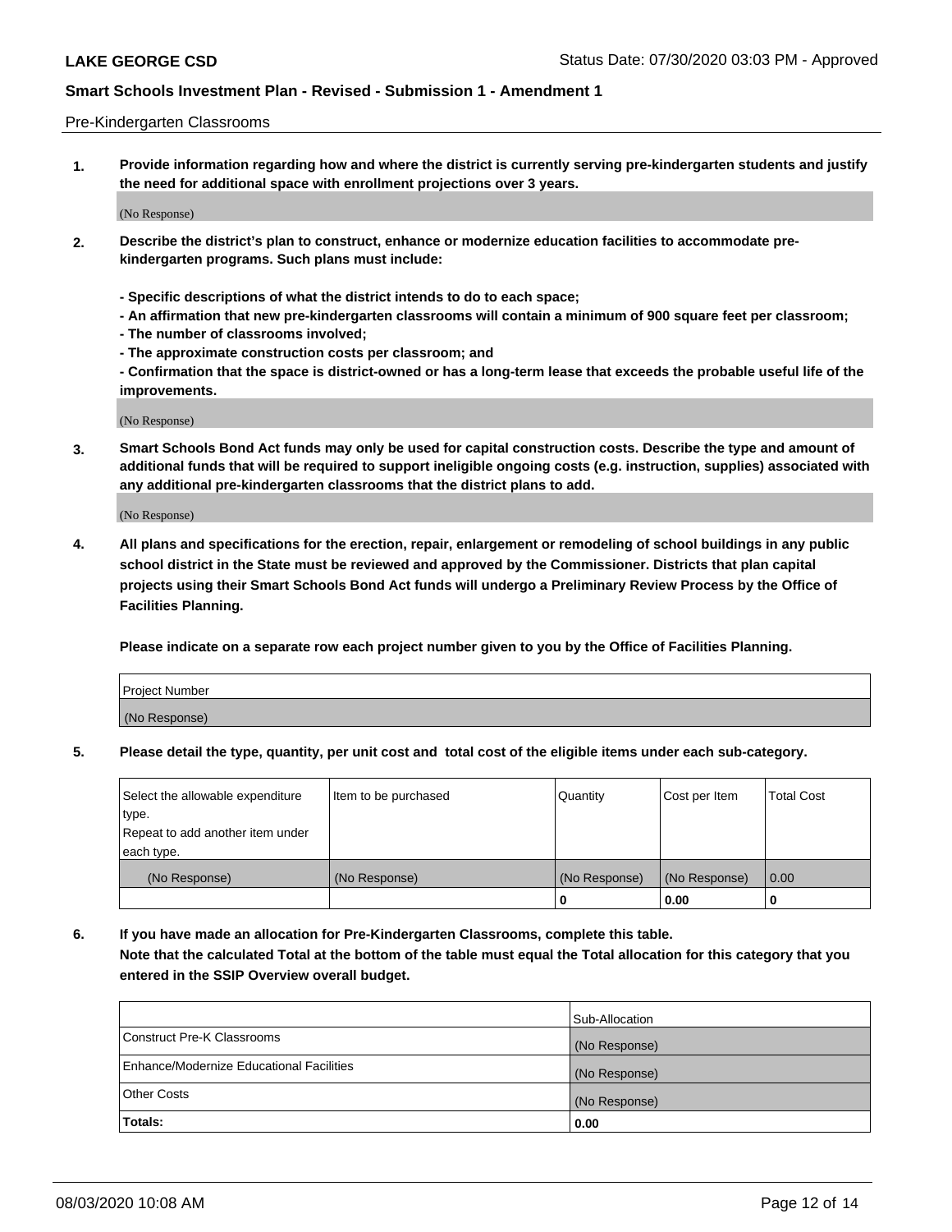Pre-Kindergarten Classrooms

**1. Provide information regarding how and where the district is currently serving pre-kindergarten students and justify the need for additional space with enrollment projections over 3 years.**

(No Response)

**2. Describe the district's plan to construct, enhance or modernize education facilities to accommodate pre-kindergarten programs. Such plans must include:**

**- Specific descriptions of what the district intends to do to each space;**
**- An affirmation that new pre-kindergarten classrooms will contain a minimum of 900 square feet per classroom;**
**- The number of classrooms involved;**
**- The approximate construction costs per classroom; and**
**- Confirmation that the space is district-owned or has a long-term lease that exceeds the probable useful life of the improvements.**

(No Response)

**3. Smart Schools Bond Act funds may only be used for capital construction costs. Describe the type and amount of additional funds that will be required to support ineligible ongoing costs (e.g. instruction, supplies) associated with any additional pre-kindergarten classrooms that the district plans to add.**

(No Response)

**4. All plans and specifications for the erection, repair, enlargement or remodeling of school buildings in any public school district in the State must be reviewed and approved by the Commissioner. Districts that plan capital projects using their Smart Schools Bond Act funds will undergo a Preliminary Review Process by the Office of Facilities Planning.**

**Please indicate on a separate row each project number given to you by the Office of Facilities Planning.**

| Project Number |
|---|
| (No Response) |

**5. Please detail the type, quantity, per unit cost and total cost of the eligible items under each sub-category.**

| Select the allowable expenditure type. Repeat to add another item under each type. | Item to be purchased | Quantity | Cost per Item | Total Cost |
|---|---|---|---|---|
| (No Response) | (No Response) | (No Response) | (No Response) | 0.00 |
| | | 0 | 0.00 | 0 |

**6. If you have made an allocation for Pre-Kindergarten Classrooms, complete this table. Note that the calculated Total at the bottom of the table must equal the Total allocation for this category that you entered in the SSIP Overview overall budget.**

| | Sub-Allocation |
|---|---|
| Construct Pre-K Classrooms | (No Response) |
| Enhance/Modernize Educational Facilities | (No Response) |
| Other Costs | (No Response) |
| **Totals:** | **0.00** |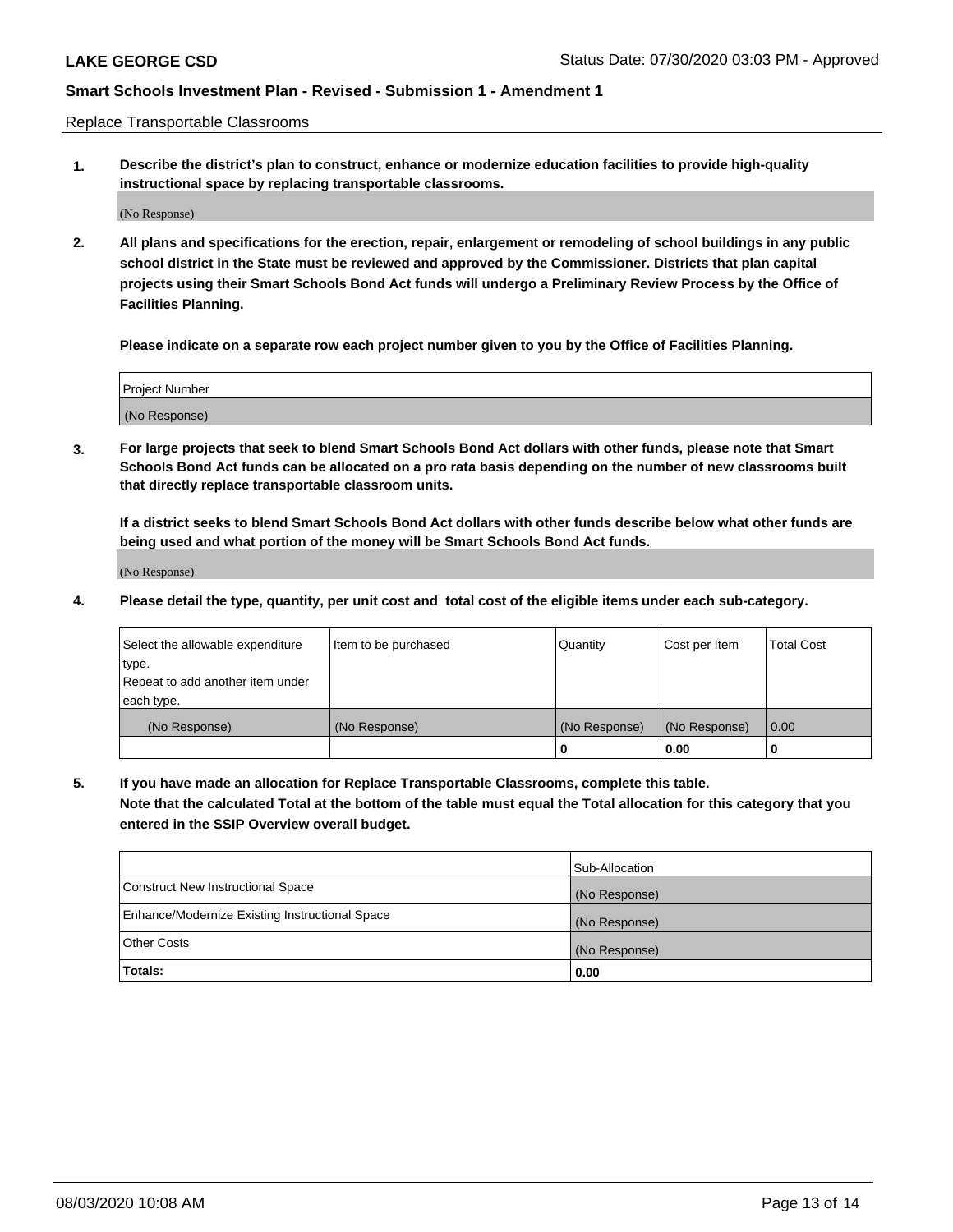Replace Transportable Classrooms

**1. Describe the district's plan to construct, enhance or modernize education facilities to provide high-quality instructional space by replacing transportable classrooms.**

(No Response)

**2. All plans and specifications for the erection, repair, enlargement or remodeling of school buildings in any public school district in the State must be reviewed and approved by the Commissioner. Districts that plan capital projects using their Smart Schools Bond Act funds will undergo a Preliminary Review Process by the Office of Facilities Planning.**

**Please indicate on a separate row each project number given to you by the Office of Facilities Planning.**

| Project Number |
| --- |
| (No Response) |

**3. For large projects that seek to blend Smart Schools Bond Act dollars with other funds, please note that Smart Schools Bond Act funds can be allocated on a pro rata basis depending on the number of new classrooms built that directly replace transportable classroom units.**

**If a district seeks to blend Smart Schools Bond Act dollars with other funds describe below what other funds are being used and what portion of the money will be Smart Schools Bond Act funds.**

(No Response)

**4. Please detail the type, quantity, per unit cost and total cost of the eligible items under each sub-category.**

| Select the allowable expenditure type. Repeat to add another item under each type. | Item to be purchased | Quantity | Cost per Item | Total Cost |
| --- | --- | --- | --- | --- |
| (No Response) | (No Response) | (No Response) | (No Response) | 0.00 |
| | | 0 | 0.00 | 0 |

**5. If you have made an allocation for Replace Transportable Classrooms, complete this table. Note that the calculated Total at the bottom of the table must equal the Total allocation for this category that you entered in the SSIP Overview overall budget.**

| | Sub-Allocation |
| --- | --- |
| Construct New Instructional Space | (No Response) |
| Enhance/Modernize Existing Instructional Space | (No Response) |
| Other Costs | (No Response) |
| **Totals:** | **0.00** |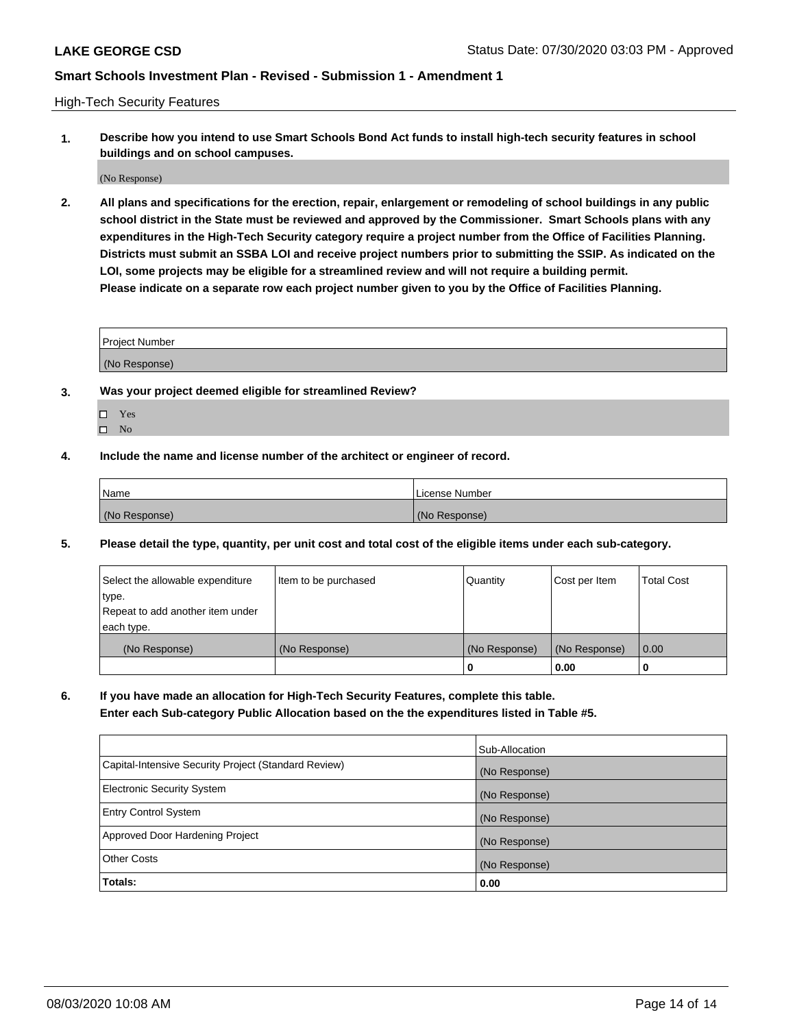**LAKE GEORGE CSD** Status Date: 07/30/2020 03:03 PM - Approved

**Smart Schools Investment Plan - Revised - Submission 1 - Amendment 1**

High-Tech Security Features

**1. Describe how you intend to use Smart Schools Bond Act funds to install high-tech security features in school buildings and on school campuses.**

(No Response)

**2. All plans and specifications for the erection, repair, enlargement or remodeling of school buildings in any public school district in the State must be reviewed and approved by the Commissioner. Smart Schools plans with any expenditures in the High-Tech Security category require a project number from the Office of Facilities Planning. Districts must submit an SSBA LOI and receive project numbers prior to submitting the SSIP. As indicated on the LOI, some projects may be eligible for a streamlined review and will not require a building permit. Please indicate on a separate row each project number given to you by the Office of Facilities Planning.**

| Project Number |
| --- |
| (No Response) |

**3. Was your project deemed eligible for streamlined Review?**

- ☐ Yes
- ☐ No

**4. Include the name and license number of the architect or engineer of record.**

| Name | License Number |
| --- | --- |
| (No Response) | (No Response) |

**5. Please detail the type, quantity, per unit cost and total cost of the eligible items under each sub-category.**

| Select the allowable expenditure type. Repeat to add another item under each type. | Item to be purchased | Quantity | Cost per Item | Total Cost |
| --- | --- | --- | --- | --- |
| (No Response) | (No Response) | (No Response) | (No Response) | 0.00 |
| | | 0 | 0.00 | 0 |

**6. If you have made an allocation for High-Tech Security Features, complete this table. Enter each Sub-category Public Allocation based on the the expenditures listed in Table #5.**

| | Sub-Allocation |
| --- | --- |
| Capital-Intensive Security Project (Standard Review) | (No Response) |
| Electronic Security System | (No Response) |
| Entry Control System | (No Response) |
| Approved Door Hardening Project | (No Response) |
| Other Costs | (No Response) |
| **Totals:** | **0.00** |